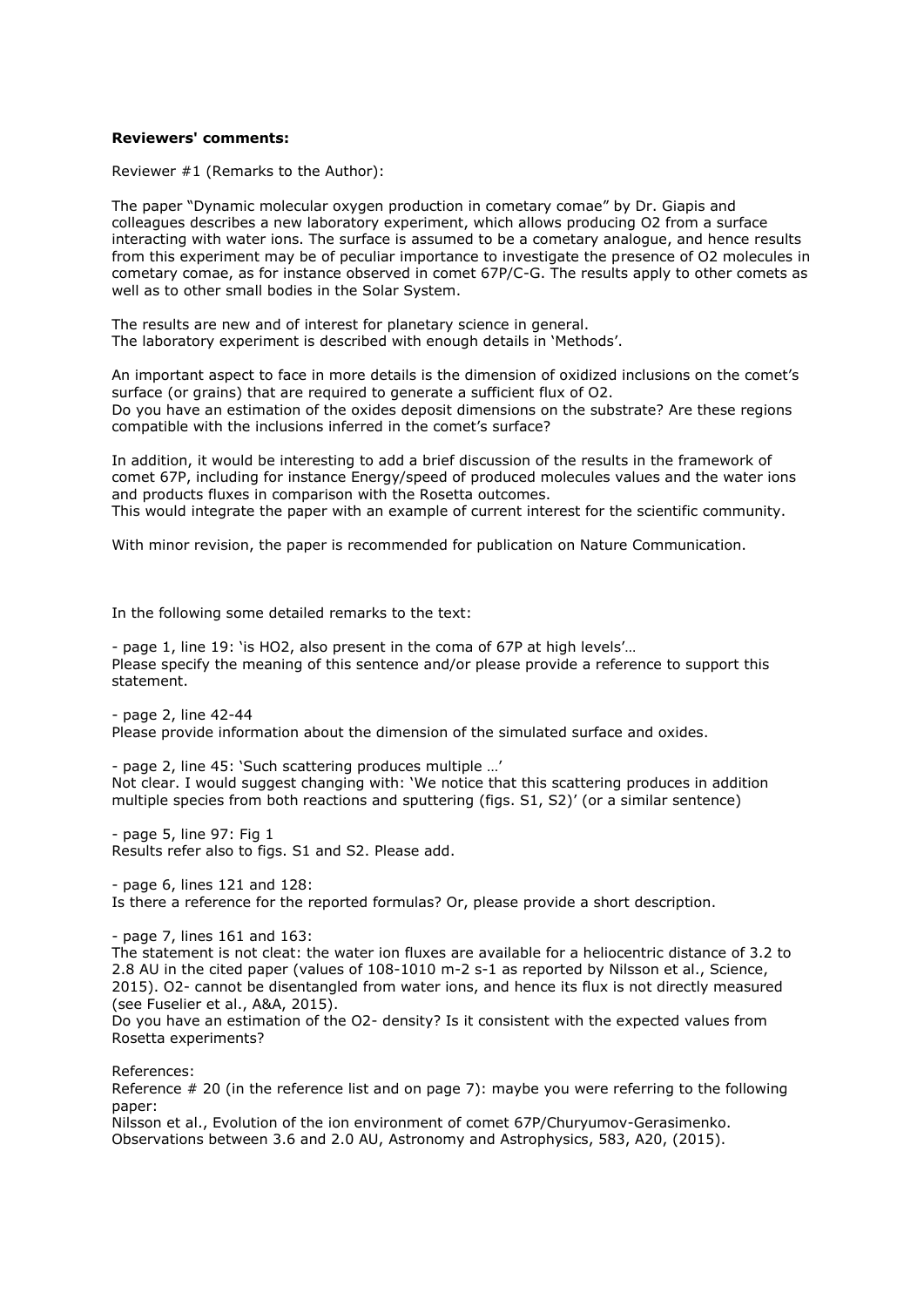**Reviewers' comments:**

Reviewer #1 (Remarks to the Author):

The paper "Dynamic molecular oxygen production in cometary comae" by Dr. Giapis and colleagues describes a new laboratory experiment, which allows producing O2 from a surface interacting with water ions. The surface is assumed to be a cometary analogue, and hence results from this experiment may be of peculiar importance to investigate the presence of O2 molecules in cometary comae, as for instance observed in comet 67P/C-G. The results apply to other comets as well as to other small bodies in the Solar System.

The results are new and of interest for planetary science in general.
The laboratory experiment is described with enough details in 'Methods'.

An important aspect to face in more details is the dimension of oxidized inclusions on the comet's surface (or grains) that are required to generate a sufficient flux of O2.
Do you have an estimation of the oxides deposit dimensions on the substrate? Are these regions compatible with the inclusions inferred in the comet's surface?

In addition, it would be interesting to add a brief discussion of the results in the framework of comet 67P, including for instance Energy/speed of produced molecules values and the water ions and products fluxes in comparison with the Rosetta outcomes.
This would integrate the paper with an example of current interest for the scientific community.

With minor revision, the paper is recommended for publication on Nature Communication.

In the following some detailed remarks to the text:

- page 1, line 19: 'is HO2, also present in the coma of 67P at high levels'…
Please specify the meaning of this sentence and/or please provide a reference to support this statement.

- page 2, line 42-44
Please provide information about the dimension of the simulated surface and oxides.

- page 2, line 45: 'Such scattering produces multiple …'
Not clear. I would suggest changing with: 'We notice that this scattering produces in addition multiple species from both reactions and sputtering (figs. S1, S2)' (or a similar sentence)

- page 5, line 97: Fig 1
Results refer also to figs. S1 and S2. Please add.

- page 6, lines 121 and 128:
Is there a reference for the reported formulas? Or, please provide a short description.

- page 7, lines 161 and 163:
The statement is not cleat: the water ion fluxes are available for a heliocentric distance of 3.2 to 2.8 AU in the cited paper (values of 108-1010 m-2 s-1 as reported by Nilsson et al., Science, 2015). O2- cannot be disentangled from water ions, and hence its flux is not directly measured (see Fuselier et al., A&A, 2015).
Do you have an estimation of the O2- density? Is it consistent with the expected values from Rosetta experiments?

References:
Reference # 20 (in the reference list and on page 7): maybe you were referring to the following paper:
Nilsson et al., Evolution of the ion environment of comet 67P/Churyumov-Gerasimenko. Observations between 3.6 and 2.0 AU, Astronomy and Astrophysics, 583, A20, (2015).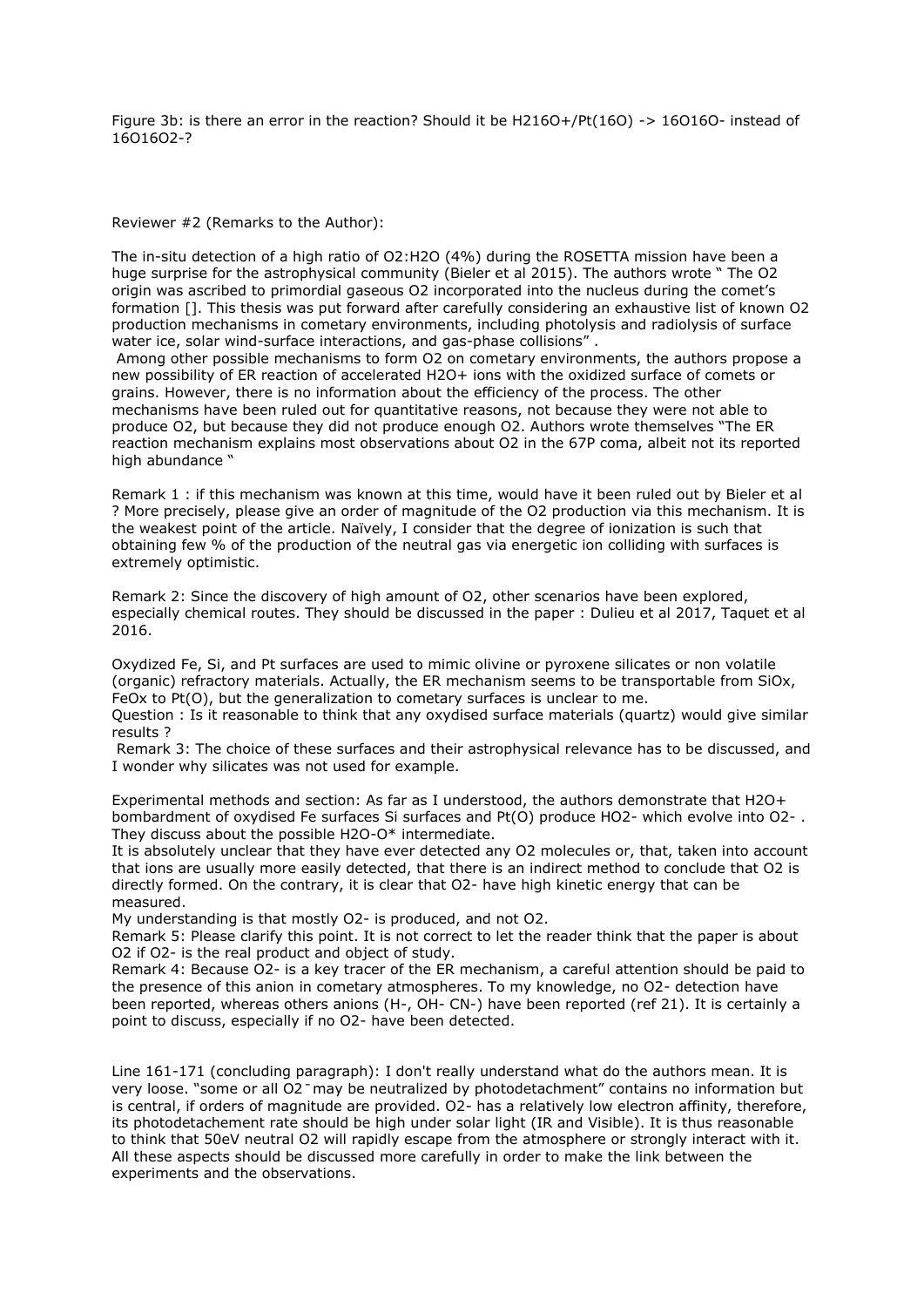Figure 3b: is there an error in the reaction? Should it be $H_2{}^{16}O^+/Pt(^{16}O) \rightarrow {}^{16}O^{16}O^-$ instead of ${}^{16}O^{16}O_2^-$?

Reviewer #2 (Remarks to the Author):

The in-situ detection of a high ratio of $O_2$:$H_2O$ (4%) during the ROSETTA mission have been a huge surprise for the astrophysical community (Bieler et al 2015). The authors wrote " The $O_2$ origin was ascribed to primordial gaseous $O_2$ incorporated into the nucleus during the comet's formation []. This thesis was put forward after carefully considering an exhaustive list of known $O_2$ production mechanisms in cometary environments, including photolysis and radiolysis of surface water ice, solar wind-surface interactions, and gas-phase collisions" .

Among other possible mechanisms to form $O_2$ on cometary environments, the authors propose a new possibility of ER reaction of accelerated $H_2O^+$ ions with the oxidized surface of comets or grains. However, there is no information about the efficiency of the process. The other mechanisms have been ruled out for quantitative reasons, not because they were not able to produce $O_2$, but because they did not produce enough $O_2$. Authors wrote themselves "The ER reaction mechanism explains most observations about $O_2$ in the 67P coma, albeit not its reported high abundance "

Remark 1 : if this mechanism was known at this time, would have it been ruled out by Bieler et al ? More precisely, please give an order of magnitude of the $O_2$ production via this mechanism. It is the weakest point of the article. Naïvely, I consider that the degree of ionization is such that obtaining few % of the production of the neutral gas via energetic ion colliding with surfaces is extremely optimistic.

Remark 2: Since the discovery of high amount of $O_2$, other scenarios have been explored, especially chemical routes. They should be discussed in the paper : Dulieu et al 2017, Taquet et al 2016.

Oxydized Fe, Si, and Pt surfaces are used to mimic olivine or pyroxene silicates or non volatile (organic) refractory materials. Actually, the ER mechanism seems to be transportable from $SiO_x$, $FeO_x$ to Pt(O), but the generalization to cometary surfaces is unclear to me.
Question : Is it reasonable to think that any oxydised surface materials (quartz) would give similar results ?
Remark 3: The choice of these surfaces and their astrophysical relevance has to be discussed, and I wonder why silicates was not used for example.

Experimental methods and section: As far as I understood, the authors demonstrate that $H_2O^+$ bombardment of oxydised Fe surfaces Si surfaces and Pt(O) produce $HO_2^-$ which evolve into $O_2^-$ . They discuss about the possible $H_2O$-$O^*$ intermediate.
It is absolutely unclear that they have ever detected any $O_2$ molecules or, that, taken into account that ions are usually more easily detected, that there is an indirect method to conclude that $O_2$ is directly formed. On the contrary, it is clear that $O_2^-$ have high kinetic energy that can be measured.
My understanding is that mostly $O_2^-$ is produced, and not $O_2$.
Remark 5: Please clarify this point. It is not correct to let the reader think that the paper is about $O_2$ if $O_2^-$ is the real product and object of study.
Remark 4: Because $O_2^-$ is a key tracer of the ER mechanism, a careful attention should be paid to the presence of this anion in cometary atmospheres. To my knowledge, no $O_2^-$ detection have been reported, whereas others anions ($H^-$, $OH^-$, $CN^-$) have been reported (ref 21). It is certainly a point to discuss, especially if no $O_2^-$ have been detected.

Line 161-171 (concluding paragraph): I don't really understand what do the authors mean. It is very loose. "some or all $O_2^-$ may be neutralized by photodetachment" contains no information but is central, if orders of magnitude are provided. $O_2^-$ has a relatively low electron affinity, therefore, its photodetachement rate should be high under solar light (IR and Visible). It is thus reasonable to think that 50eV neutral $O_2$ will rapidly escape from the atmosphere or strongly interact with it. All these aspects should be discussed more carefully in order to make the link between the experiments and the observations.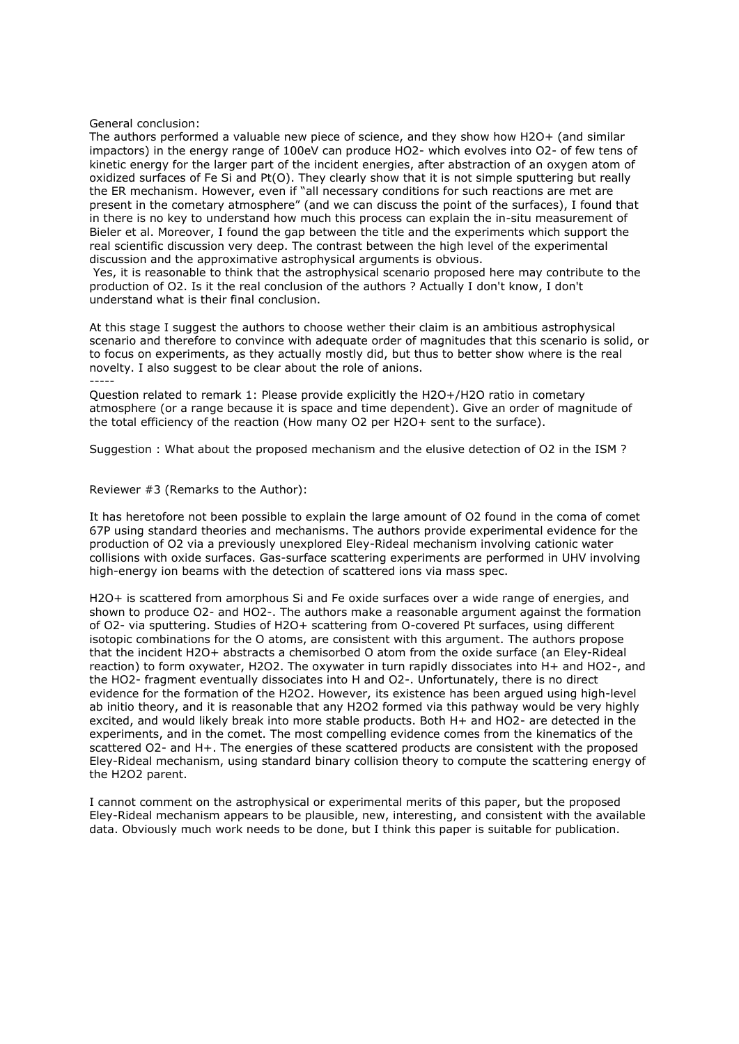General conclusion:
The authors performed a valuable new piece of science, and they show how $H_2O^+$ (and similar impactors) in the energy range of 100eV can produce $HO_2^-$ which evolves into $O_2^-$ of few tens of kinetic energy for the larger part of the incident energies, after abstraction of an oxygen atom of oxidized surfaces of Fe Si and Pt(O). They clearly show that it is not simple sputtering but really the ER mechanism. However, even if "all necessary conditions for such reactions are met are present in the cometary atmosphere" (and we can discuss the point of the surfaces), I found that in there is no key to understand how much this process can explain the in-situ measurement of Bieler et al. Moreover, I found the gap between the title and the experiments which support the real scientific discussion very deep. The contrast between the high level of the experimental discussion and the approximative astrophysical arguments is obvious.
Yes, it is reasonable to think that the astrophysical scenario proposed here may contribute to the production of O2. Is it the real conclusion of the authors ? Actually I don't know, I don't understand what is their final conclusion.

At this stage I suggest the authors to choose wether their claim is an ambitious astrophysical scenario and therefore to convince with adequate order of magnitudes that this scenario is solid, or to focus on experiments, as they actually mostly did, but thus to better show where is the real novelty. I also suggest to be clear about the role of anions.

-----

Question related to remark 1: Please provide explicitly the $H_2O^+/H_2O$ ratio in cometary atmosphere (or a range because it is space and time dependent). Give an order of magnitude of the total efficiency of the reaction (How many O2 per $H_2O^+$ sent to the surface).

Suggestion : What about the proposed mechanism and the elusive detection of O2 in the ISM ?

Reviewer #3 (Remarks to the Author):

It has heretofore not been possible to explain the large amount of O2 found in the coma of comet 67P using standard theories and mechanisms. The authors provide experimental evidence for the production of O2 via a previously unexplored Eley-Rideal mechanism involving cationic water collisions with oxide surfaces. Gas-surface scattering experiments are performed in UHV involving high-energy ion beams with the detection of scattered ions via mass spec.

$H_2O^+$ is scattered from amorphous Si and Fe oxide surfaces over a wide range of energies, and shown to produce $O_2^-$ and $HO_2^-$. The authors make a reasonable argument against the formation of $O_2^-$ via sputtering. Studies of $H_2O^+$ scattering from O-covered Pt surfaces, using different isotopic combinations for the O atoms, are consistent with this argument. The authors propose that the incident $H_2O^+$ abstracts a chemisorbed O atom from the oxide surface (an Eley-Rideal reaction) to form oxywater, $H_2O_2$. The oxywater in turn rapidly dissociates into $H^+$ and $HO_2^-$, and the $HO_2^-$ fragment eventually dissociates into H and $O_2^-$. Unfortunately, there is no direct evidence for the formation of the $H_2O_2$. However, its existence has been argued using high-level ab initio theory, and it is reasonable that any $H_2O_2$ formed via this pathway would be very highly excited, and would likely break into more stable products. Both $H^+$ and $HO_2^-$ are detected in the experiments, and in the comet. The most compelling evidence comes from the kinematics of the scattered $O_2^-$ and $H^+$. The energies of these scattered products are consistent with the proposed Eley-Rideal mechanism, using standard binary collision theory to compute the scattering energy of the $H_2O_2$ parent.

I cannot comment on the astrophysical or experimental merits of this paper, but the proposed Eley-Rideal mechanism appears to be plausible, new, interesting, and consistent with the available data. Obviously much work needs to be done, but I think this paper is suitable for publication.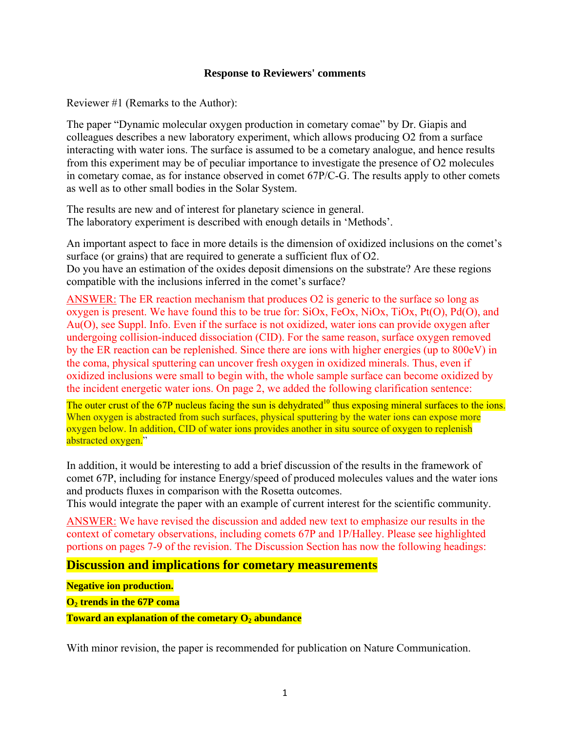**Response to Reviewers' comments**

Reviewer #1 (Remarks to the Author):

The paper "Dynamic molecular oxygen production in cometary comae" by Dr. Giapis and colleagues describes a new laboratory experiment, which allows producing O2 from a surface interacting with water ions. The surface is assumed to be a cometary analogue, and hence results from this experiment may be of peculiar importance to investigate the presence of O2 molecules in cometary comae, as for instance observed in comet 67P/C-G. The results apply to other comets as well as to other small bodies in the Solar System.

The results are new and of interest for planetary science in general.
The laboratory experiment is described with enough details in 'Methods'.

An important aspect to face in more details is the dimension of oxidized inclusions on the comet's surface (or grains) that are required to generate a sufficient flux of O2.
Do you have an estimation of the oxides deposit dimensions on the substrate? Are these regions compatible with the inclusions inferred in the comet's surface?

ANSWER: The ER reaction mechanism that produces O2 is generic to the surface so long as oxygen is present. We have found this to be true for: SiOx, FeOx, NiOx, TiOx, Pt(O), Pd(O), and Au(O), see Suppl. Info. Even if the surface is not oxidized, water ions can provide oxygen after undergoing collision-induced dissociation (CID). For the same reason, surface oxygen removed by the ER reaction can be replenished. Since there are ions with higher energies (up to 800eV) in the coma, physical sputtering can uncover fresh oxygen in oxidized minerals. Thus, even if oxidized inclusions were small to begin with, the whole sample surface can become oxidized by the incident energetic water ions. On page 2, we added the following clarification sentence:

The outer crust of the 67P nucleus facing the sun is dehydrated[10] thus exposing mineral surfaces to the ions. When oxygen is abstracted from such surfaces, physical sputtering by the water ions can expose more oxygen below. In addition, CID of water ions provides another in situ source of oxygen to replenish abstracted oxygen."

In addition, it would be interesting to add a brief discussion of the results in the framework of comet 67P, including for instance Energy/speed of produced molecules values and the water ions and products fluxes in comparison with the Rosetta outcomes.
This would integrate the paper with an example of current interest for the scientific community.

ANSWER: We have revised the discussion and added new text to emphasize our results in the context of cometary observations, including comets 67P and 1P/Halley. Please see highlighted portions on pages 7-9 of the revision. The Discussion Section has now the following headings:

## Discussion and implications for cometary measurements

**Negative ion production.**

**$O_2$ trends in the 67P coma**

**Toward an explanation of the cometary $O_2$ abundance**

With minor revision, the paper is recommended for publication on Nature Communication.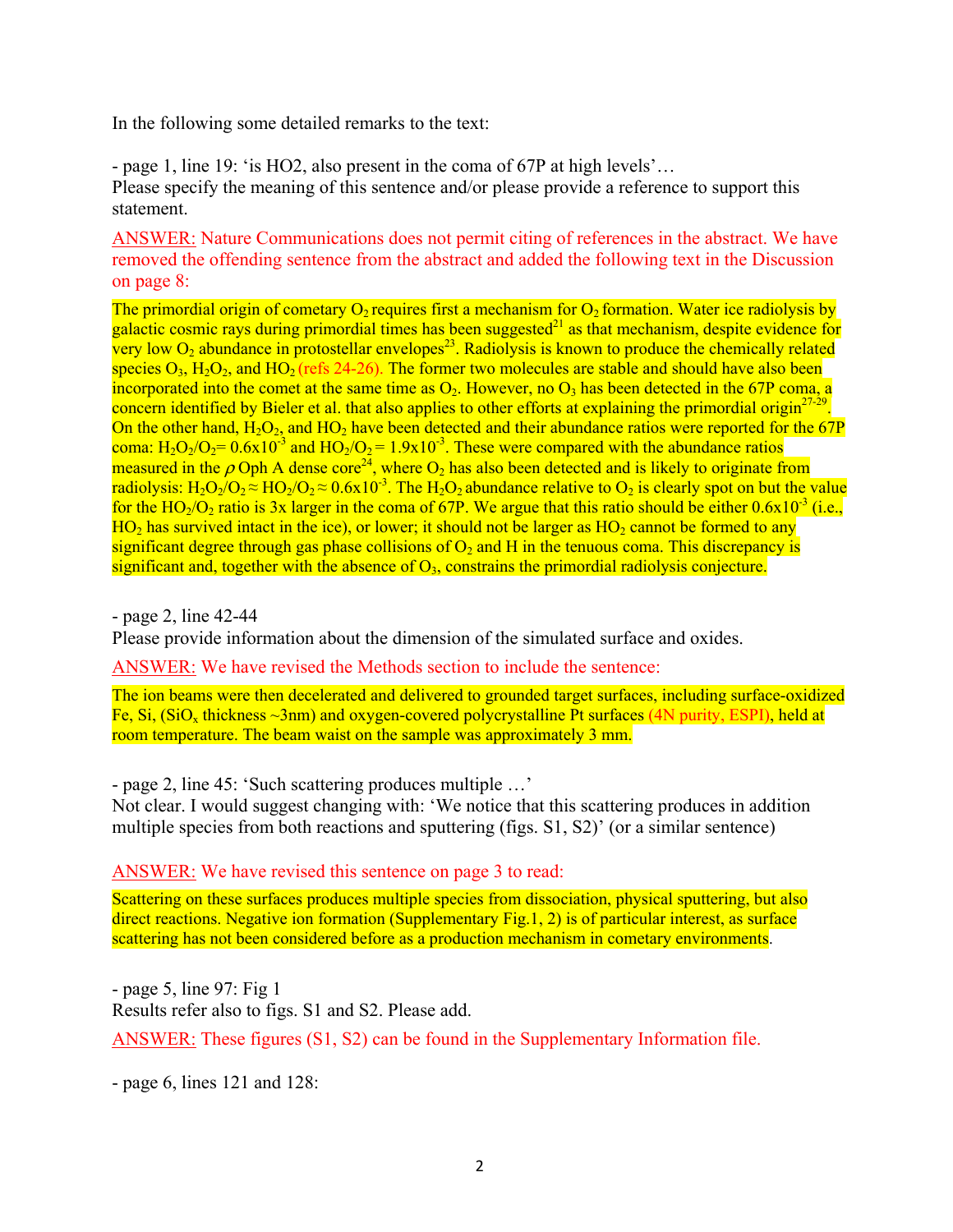In the following some detailed remarks to the text:

- page 1, line 19: 'is HO2, also present in the coma of 67P at high levels'…
Please specify the meaning of this sentence and/or please provide a reference to support this statement.

ANSWER: Nature Communications does not permit citing of references in the abstract. We have removed the offending sentence from the abstract and added the following text in the Discussion on page 8:

The primordial origin of cometary $O_2$ requires first a mechanism for $O_2$ formation. Water ice radiolysis by galactic cosmic rays during primordial times has been suggested[21] as that mechanism, despite evidence for very low $O_2$ abundance in protostellar envelopes[23]. Radiolysis is known to produce the chemically related species $O_3$, $H_2O_2$, and $HO_2$ (refs 24-26). The former two molecules are stable and should have also been incorporated into the comet at the same time as $O_2$. However, no $O_3$ has been detected in the 67P coma, a concern identified by Bieler et al. that also applies to other efforts at explaining the primordial origin[27-29]. On the other hand, $H_2O_2$, and $HO_2$ have been detected and their abundance ratios were reported for the 67P coma: $H_2O_2/O_2= 0.6x10^{-3}$ and $HO_2/O_2 = 1.9x10^{-3}$. These were compared with the abundance ratios measured in the $\rho$ Oph A dense core[24], where $O_2$ has also been detected and is likely to originate from radiolysis: $H_2O_2/O_2 \approx HO_2/O_2 \approx 0.6x10^{-3}$. The $H_2O_2$ abundance relative to $O_2$ is clearly spot on but the value for the $HO_2/O_2$ ratio is 3x larger in the coma of 67P. We argue that this ratio should be either $0.6x10^{-3}$ (i.e., $HO_2$ has survived intact in the ice), or lower; it should not be larger as $HO_2$ cannot be formed to any significant degree through gas phase collisions of $O_2$ and H in the tenuous coma. This discrepancy is significant and, together with the absence of $O_3$, constrains the primordial radiolysis conjecture.

- page 2, line 42-44
Please provide information about the dimension of the simulated surface and oxides.

ANSWER: We have revised the Methods section to include the sentence:

The ion beams were then decelerated and delivered to grounded target surfaces, including surface-oxidized Fe, Si, ($SiO_x$ thickness ~3nm) and oxygen-covered polycrystalline Pt surfaces (4N purity, ESPI), held at room temperature. The beam waist on the sample was approximately 3 mm.

- page 2, line 45: 'Such scattering produces multiple …'
Not clear. I would suggest changing with: 'We notice that this scattering produces in addition multiple species from both reactions and sputtering (figs. S1, S2)' (or a similar sentence)

ANSWER: We have revised this sentence on page 3 to read:

Scattering on these surfaces produces multiple species from dissociation, physical sputtering, but also direct reactions. Negative ion formation (Supplementary Fig.1, 2) is of particular interest, as surface scattering has not been considered before as a production mechanism in cometary environments.

- page 5, line 97: Fig 1
Results refer also to figs. S1 and S2. Please add.

ANSWER: These figures (S1, S2) can be found in the Supplementary Information file.

- page 6, lines 121 and 128: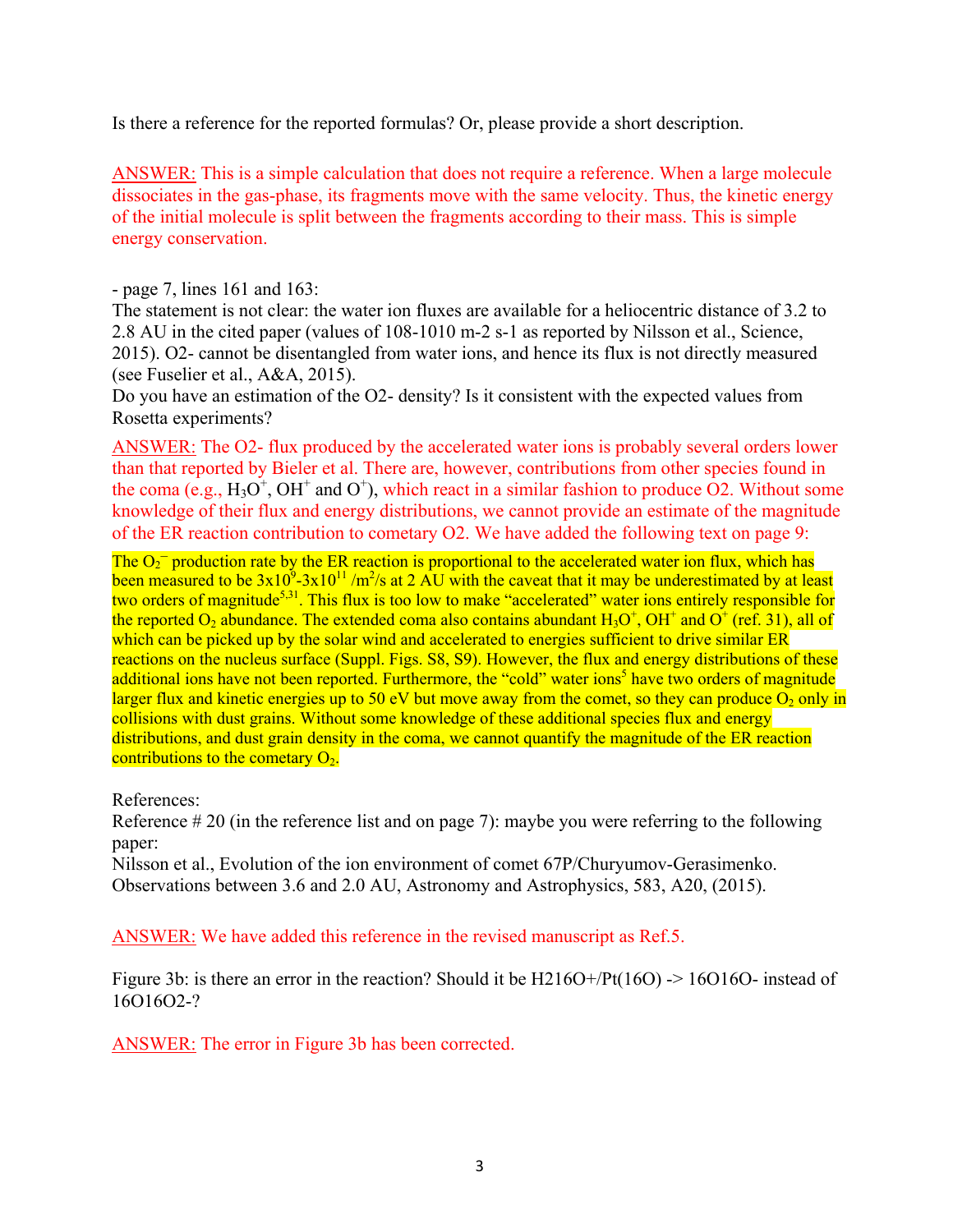Is there a reference for the reported formulas? Or, please provide a short description.

ANSWER: This is a simple calculation that does not require a reference. When a large molecule dissociates in the gas-phase, its fragments move with the same velocity. Thus, the kinetic energy of the initial molecule is split between the fragments according to their mass. This is simple energy conservation.

- page 7, lines 161 and 163:

The statement is not clear: the water ion fluxes are available for a heliocentric distance of 3.2 to 2.8 AU in the cited paper (values of 108-1010 m-2 s-1 as reported by Nilsson et al., Science, 2015). O2- cannot be disentangled from water ions, and hence its flux is not directly measured (see Fuselier et al., A&A, 2015).

Do you have an estimation of the O2- density? Is it consistent with the expected values from Rosetta experiments?

ANSWER: The O2- flux produced by the accelerated water ions is probably several orders lower than that reported by Bieler et al. There are, however, contributions from other species found in the coma (e.g., $H_3O^+$, $OH^+$ and $O^+$), which react in a similar fashion to produce O2. Without some knowledge of their flux and energy distributions, we cannot provide an estimate of the magnitude of the ER reaction contribution to cometary O2. We have added the following text on page 9:

The $O_2^-$ production rate by the ER reaction is proportional to the accelerated water ion flux, which has been measured to be $3x10^9$-$3x10^{11}$ /m$^2$/s at 2 AU with the caveat that it may be underestimated by at least two orders of magnitude[5,31]. This flux is too low to make "accelerated" water ions entirely responsible for the reported $O_2$ abundance. The extended coma also contains abundant $H_3O^+$, $OH^+$ and $O^+$ (ref. 31), all of which can be picked up by the solar wind and accelerated to energies sufficient to drive similar ER reactions on the nucleus surface (Suppl. Figs. S8, S9). However, the flux and energy distributions of these additional ions have not been reported. Furthermore, the "cold" water ions[5] have two orders of magnitude larger flux and kinetic energies up to 50 eV but move away from the comet, so they can produce $O_2$ only in collisions with dust grains. Without some knowledge of these additional species flux and energy distributions, and dust grain density in the coma, we cannot quantify the magnitude of the ER reaction contributions to the cometary $O_2$.

References:

Reference # 20 (in the reference list and on page 7): maybe you were referring to the following paper:

Nilsson et al., Evolution of the ion environment of comet 67P/Churyumov-Gerasimenko. Observations between 3.6 and 2.0 AU, Astronomy and Astrophysics, 583, A20, (2015).

ANSWER: We have added this reference in the revised manuscript as Ref.5.

Figure 3b: is there an error in the reaction? Should it be H216O+/Pt(16O) -> 16O16O- instead of 16O16O2-?

ANSWER: The error in Figure 3b has been corrected.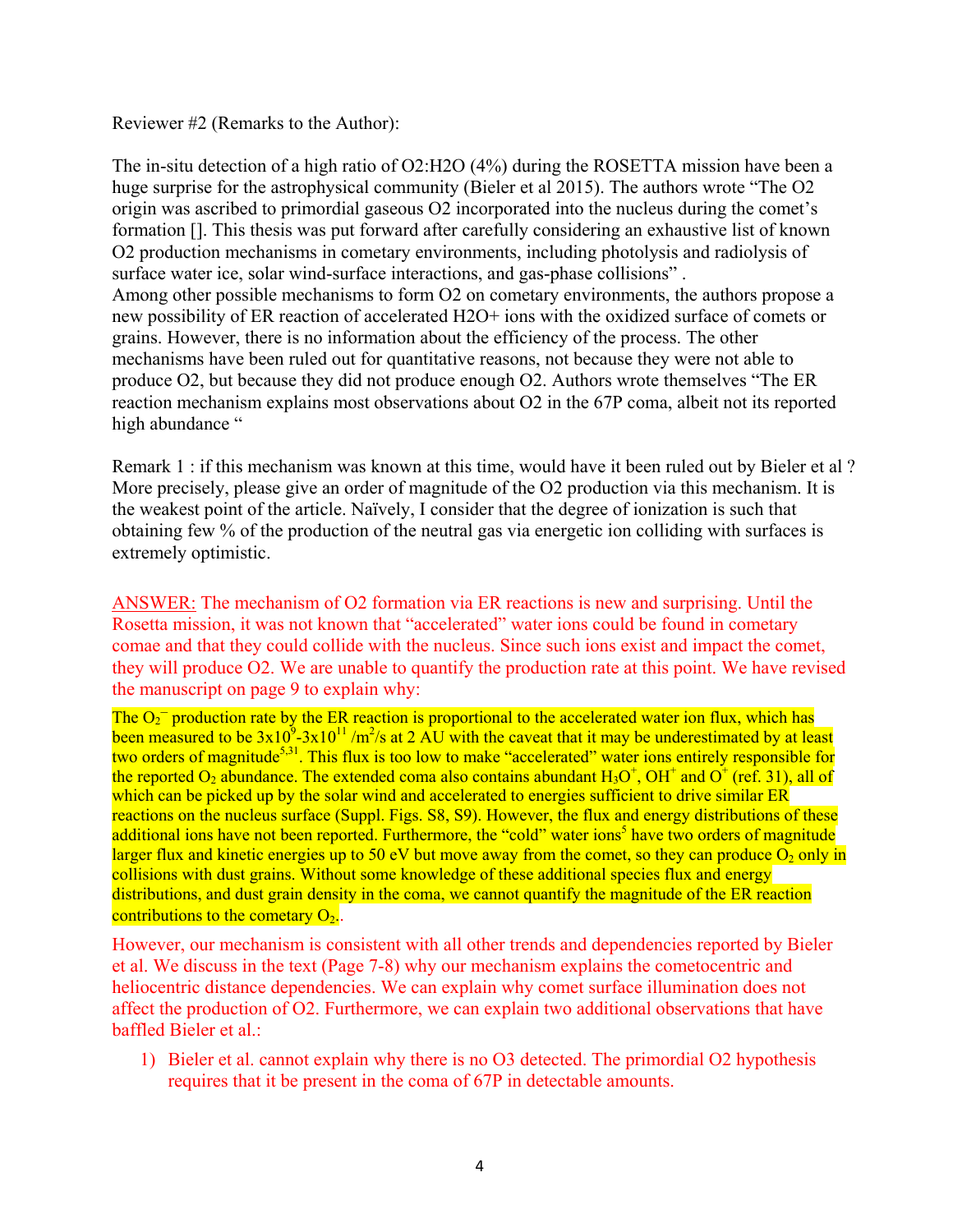Reviewer #2 (Remarks to the Author):

The in-situ detection of a high ratio of O2:H2O (4%) during the ROSETTA mission have been a huge surprise for the astrophysical community (Bieler et al 2015). The authors wrote “The O2 origin was ascribed to primordial gaseous O2 incorporated into the nucleus during the comet’s formation []. This thesis was put forward after carefully considering an exhaustive list of known O2 production mechanisms in cometary environments, including photolysis and radiolysis of surface water ice, solar wind-surface interactions, and gas-phase collisions” .
Among other possible mechanisms to form O2 on cometary environments, the authors propose a new possibility of ER reaction of accelerated H2O+ ions with the oxidized surface of comets or grains. However, there is no information about the efficiency of the process. The other mechanisms have been ruled out for quantitative reasons, not because they were not able to produce O2, but because they did not produce enough O2. Authors wrote themselves “The ER reaction mechanism explains most observations about O2 in the 67P coma, albeit not its reported high abundance “

Remark 1 : if this mechanism was known at this time, would have it been ruled out by Bieler et al ? More precisely, please give an order of magnitude of the O2 production via this mechanism. It is the weakest point of the article. Naïvely, I consider that the degree of ionization is such that obtaining few % of the production of the neutral gas via energetic ion colliding with surfaces is extremely optimistic.

ANSWER: The mechanism of O2 formation via ER reactions is new and surprising. Until the Rosetta mission, it was not known that “accelerated” water ions could be found in cometary comae and that they could collide with the nucleus. Since such ions exist and impact the comet, they will produce O2. We are unable to quantify the production rate at this point. We have revised the manuscript on page 9 to explain why:

The $O_2^-$ production rate by the ER reaction is proportional to the accelerated water ion flux, which has been measured to be $3\times10^{9}$-$3\times10^{11}$ /m$^2$/s at 2 AU with the caveat that it may be underestimated by at least two orders of magnitude[5,31]. This flux is too low to make “accelerated” water ions entirely responsible for the reported $O_2$ abundance. The extended coma also contains abundant $H_3O^+$, $OH^+$ and $O^+$ (ref. 31), all of which can be picked up by the solar wind and accelerated to energies sufficient to drive similar ER reactions on the nucleus surface (Suppl. Figs. S8, S9). However, the flux and energy distributions of these additional ions have not been reported. Furthermore, the “cold” water ions[5] have two orders of magnitude larger flux and kinetic energies up to 50 eV but move away from the comet, so they can produce $O_2$ only in collisions with dust grains. Without some knowledge of these additional species flux and energy distributions, and dust grain density in the coma, we cannot quantify the magnitude of the ER reaction contributions to the cometary $O_2$..

However, our mechanism is consistent with all other trends and dependencies reported by Bieler et al. We discuss in the text (Page 7-8) why our mechanism explains the cometocentric and heliocentric distance dependencies. We can explain why comet surface illumination does not affect the production of O2. Furthermore, we can explain two additional observations that have baffled Bieler et al.:

1) Bieler et al. cannot explain why there is no O3 detected. The primordial O2 hypothesis requires that it be present in the coma of 67P in detectable amounts.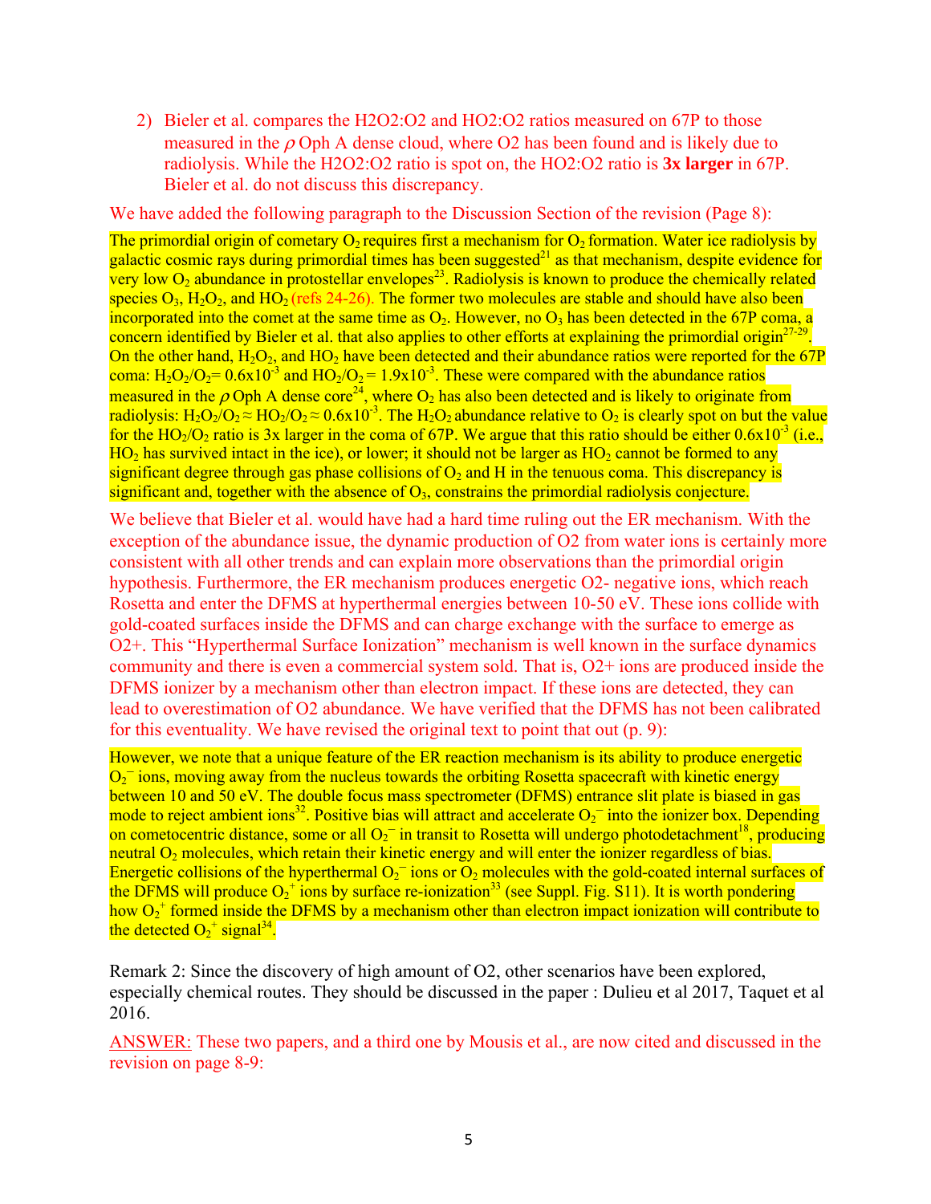2) Bieler et al. compares the H2O2:O2 and HO2:O2 ratios measured on 67P to those measured in the $\rho$ Oph A dense cloud, where O2 has been found and is likely due to radiolysis. While the H2O2:O2 ratio is spot on, the HO2:O2 ratio is **3x larger** in 67P. Bieler et al. do not discuss this discrepancy.

We have added the following paragraph to the Discussion Section of the revision (Page 8):

The primordial origin of cometary $O_2$ requires first a mechanism for $O_2$ formation. Water ice radiolysis by galactic cosmic rays during primordial times has been suggested[21] as that mechanism, despite evidence for very low $O_2$ abundance in protostellar envelopes[23]. Radiolysis is known to produce the chemically related species $O_3$, $H_2O_2$, and $HO_2$ (refs 24-26). The former two molecules are stable and should have also been incorporated into the comet at the same time as $O_2$. However, no $O_3$ has been detected in the 67P coma, a concern identified by Bieler et al. that also applies to other efforts at explaining the primordial origin[27-29]. On the other hand, $H_2O_2$, and $HO_2$ have been detected and their abundance ratios were reported for the 67P coma: $H_2O_2/O_2 = 0.6\times10^{-3}$ and $HO_2/O_2 = 1.9\times10^{-3}$. These were compared with the abundance ratios measured in the $\rho$ Oph A dense core[24], where $O_2$ has also been detected and is likely to originate from radiolysis: $H_2O_2/O_2 \approx HO_2/O_2 \approx 0.6\times10^{-3}$. The $H_2O_2$ abundance relative to $O_2$ is clearly spot on but the value for the $HO_2/O_2$ ratio is 3x larger in the coma of 67P. We argue that this ratio should be either $0.6\times10^{-3}$ (i.e., $HO_2$ has survived intact in the ice), or lower; it should not be larger as $HO_2$ cannot be formed to any significant degree through gas phase collisions of $O_2$ and H in the tenuous coma. This discrepancy is significant and, together with the absence of $O_3$, constrains the primordial radiolysis conjecture.

We believe that Bieler et al. would have had a hard time ruling out the ER mechanism. With the exception of the abundance issue, the dynamic production of O2 from water ions is certainly more consistent with all other trends and can explain more observations than the primordial origin hypothesis. Furthermore, the ER mechanism produces energetic O2- negative ions, which reach Rosetta and enter the DFMS at hyperthermal energies between 10-50 eV. These ions collide with gold-coated surfaces inside the DFMS and can charge exchange with the surface to emerge as O2+. This "Hyperthermal Surface Ionization" mechanism is well known in the surface dynamics community and there is even a commercial system sold. That is, O2+ ions are produced inside the DFMS ionizer by a mechanism other than electron impact. If these ions are detected, they can lead to overestimation of O2 abundance. We have verified that the DFMS has not been calibrated for this eventuality. We have revised the original text to point that out (p. 9):

However, we note that a unique feature of the ER reaction mechanism is its ability to produce energetic $O_2^-$ ions, moving away from the nucleus towards the orbiting Rosetta spacecraft with kinetic energy between 10 and 50 eV. The double focus mass spectrometer (DFMS) entrance slit plate is biased in gas mode to reject ambient ions[32]. Positive bias will attract and accelerate $O_2^-$ into the ionizer box. Depending on cometocentric distance, some or all $O_2^-$ in transit to Rosetta will undergo photodetachment[18], producing neutral $O_2$ molecules, which retain their kinetic energy and will enter the ionizer regardless of bias. Energetic collisions of the hyperthermal $O_2^-$ ions or $O_2$ molecules with the gold-coated internal surfaces of the DFMS will produce $O_2^+$ ions by surface re-ionization[33] (see Suppl. Fig. S11). It is worth pondering how $O_2^+$ formed inside the DFMS by a mechanism other than electron impact ionization will contribute to the detected $O_2^+$ signal[34].

Remark 2: Since the discovery of high amount of O2, other scenarios have been explored, especially chemical routes. They should be discussed in the paper : Dulieu et al 2017, Taquet et al 2016.

ANSWER: These two papers, and a third one by Mousis et al., are now cited and discussed in the revision on page 8-9: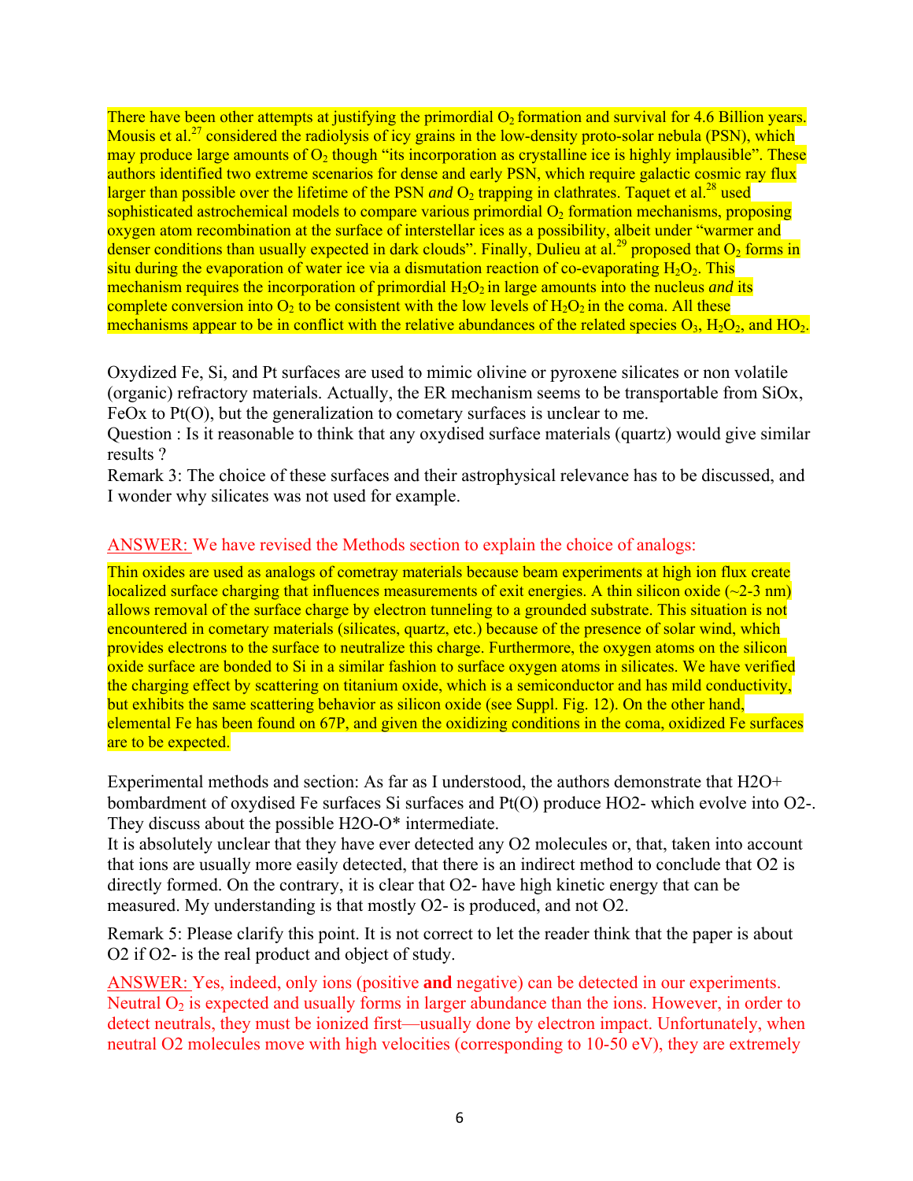There have been other attempts at justifying the primordial $O_2$ formation and survival for 4.6 Billion years. Mousis et al.[27] considered the radiolysis of icy grains in the low-density proto-solar nebula (PSN), which may produce large amounts of $O_2$ though "its incorporation as crystalline ice is highly implausible". These authors identified two extreme scenarios for dense and early PSN, which require galactic cosmic ray flux larger than possible over the lifetime of the PSN *and* $O_2$ trapping in clathrates. Taquet et al.[28] used sophisticated astrochemical models to compare various primordial $O_2$ formation mechanisms, proposing oxygen atom recombination at the surface of interstellar ices as a possibility, albeit under "warmer and denser conditions than usually expected in dark clouds". Finally, Dulieu at al.[29] proposed that $O_2$ forms in situ during the evaporation of water ice via a dismutation reaction of co-evaporating $H_2O_2$. This mechanism requires the incorporation of primordial $H_2O_2$ in large amounts into the nucleus *and* its complete conversion into $O_2$ to be consistent with the low levels of $H_2O_2$ in the coma. All these mechanisms appear to be in conflict with the relative abundances of the related species $O_3$, $H_2O_2$, and $HO_2$.

Oxydized Fe, Si, and Pt surfaces are used to mimic olivine or pyroxene silicates or non volatile (organic) refractory materials. Actually, the ER mechanism seems to be transportable from SiOx, FeOx to Pt(O), but the generalization to cometary surfaces is unclear to me.
Question : Is it reasonable to think that any oxydised surface materials (quartz) would give similar results ?
Remark 3: The choice of these surfaces and their astrophysical relevance has to be discussed, and I wonder why silicates was not used for example.

ANSWER: We have revised the Methods section to explain the choice of analogs:

Thin oxides are used as analogs of cometray materials because beam experiments at high ion flux create localized surface charging that influences measurements of exit energies. A thin silicon oxide (~2-3 nm) allows removal of the surface charge by electron tunneling to a grounded substrate. This situation is not encountered in cometary materials (silicates, quartz, etc.) because of the presence of solar wind, which provides electrons to the surface to neutralize this charge. Furthermore, the oxygen atoms on the silicon oxide surface are bonded to Si in a similar fashion to surface oxygen atoms in silicates. We have verified the charging effect by scattering on titanium oxide, which is a semiconductor and has mild conductivity, but exhibits the same scattering behavior as silicon oxide (see Suppl. Fig. 12). On the other hand, elemental Fe has been found on 67P, and given the oxidizing conditions in the coma, oxidized Fe surfaces are to be expected.

Experimental methods and section: As far as I understood, the authors demonstrate that $H_2O^+$ bombardment of oxydised Fe surfaces Si surfaces and Pt(O) produce $HO_2^-$ which evolve into $O_2^-$. They discuss about the possible $H_2O$-O* intermediate.
It is absolutely unclear that they have ever detected any O2 molecules or, that, taken into account that ions are usually more easily detected, that there is an indirect method to conclude that O2 is directly formed. On the contrary, it is clear that $O_2^-$ have high kinetic energy that can be measured. My understanding is that mostly $O_2^-$ is produced, and not O2.

Remark 5: Please clarify this point. It is not correct to let the reader think that the paper is about O2 if $O_2^-$ is the real product and object of study.

ANSWER: Yes, indeed, only ions (positive **and** negative) can be detected in our experiments. Neutral $O_2$ is expected and usually forms in larger abundance than the ions. However, in order to detect neutrals, they must be ionized first—usually done by electron impact. Unfortunately, when neutral O2 molecules move with high velocities (corresponding to 10-50 eV), they are extremely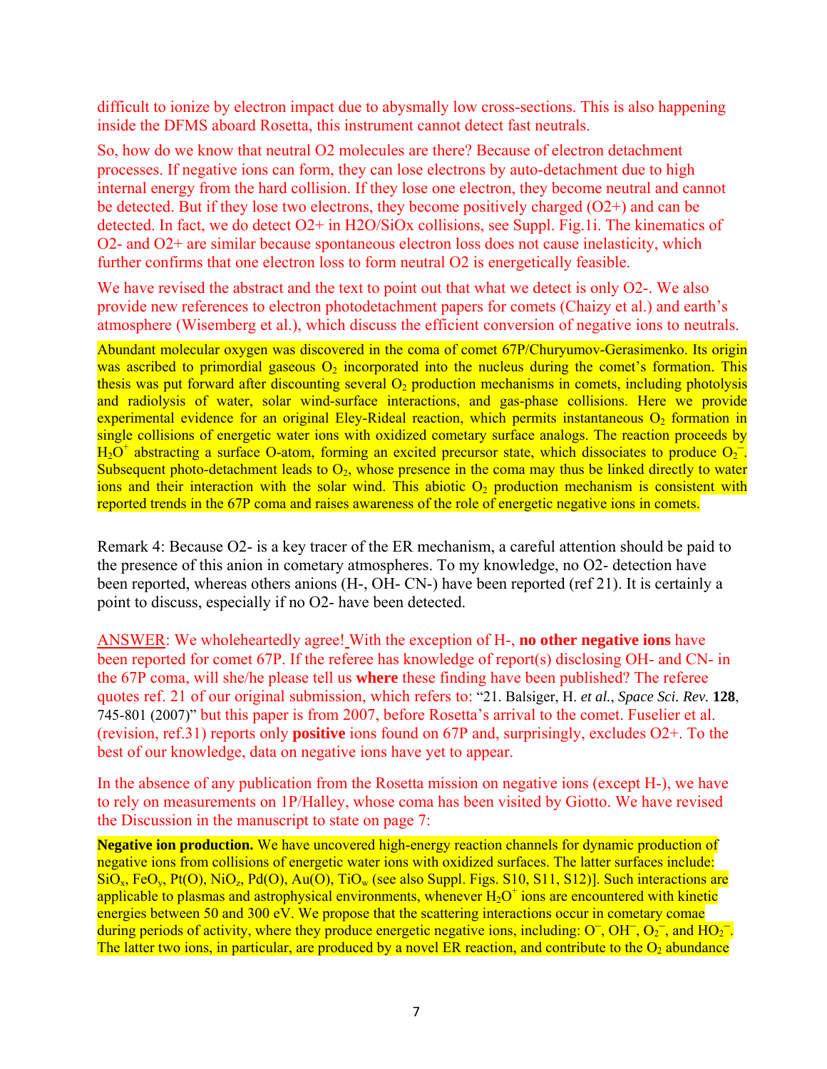difficult to ionize by electron impact due to abysmally low cross-sections. This is also happening inside the DFMS aboard Rosetta, this instrument cannot detect fast neutrals.

So, how do we know that neutral O2 molecules are there? Because of electron detachment processes. If negative ions can form, they can lose electrons by auto-detachment due to high internal energy from the hard collision. If they lose one electron, they become neutral and cannot be detected. But if they lose two electrons, they become positively charged (O2+) and can be detected. In fact, we do detect O2+ in H2O/SiOx collisions, see Suppl. Fig.1i. The kinematics of O2- and O2+ are similar because spontaneous electron loss does not cause inelasticity, which further confirms that one electron loss to form neutral O2 is energetically feasible.

We have revised the abstract and the text to point out that what we detect is only O2-. We also provide new references to electron photodetachment papers for comets (Chaizy et al.) and earth's atmosphere (Wisemberg et al.), which discuss the efficient conversion of negative ions to neutrals.

Abundant molecular oxygen was discovered in the coma of comet 67P/Churyumov-Gerasimenko. Its origin was ascribed to primordial gaseous $O_2$ incorporated into the nucleus during the comet's formation. This thesis was put forward after discounting several $O_2$ production mechanisms in comets, including photolysis and radiolysis of water, solar wind-surface interactions, and gas-phase collisions. Here we provide experimental evidence for an original Eley-Rideal reaction, which permits instantaneous $O_2$ formation in single collisions of energetic water ions with oxidized cometary surface analogs. The reaction proceeds by $H_2O^+$ abstracting a surface O-atom, forming an excited precursor state, which dissociates to produce $O_2^-$. Subsequent photo-detachment leads to $O_2$, whose presence in the coma may thus be linked directly to water ions and their interaction with the solar wind. This abiotic $O_2$ production mechanism is consistent with reported trends in the 67P coma and raises awareness of the role of energetic negative ions in comets.

Remark 4: Because O2- is a key tracer of the ER mechanism, a careful attention should be paid to the presence of this anion in cometary atmospheres. To my knowledge, no O2- detection have been reported, whereas others anions (H-, OH- CN-) have been reported (ref 21). It is certainly a point to discuss, especially if no O2- have been detected.

ANSWER: We wholeheartedly agree! With the exception of H-, **no other negative ions** have been reported for comet 67P. If the referee has knowledge of report(s) disclosing OH- and CN- in the 67P coma, will she/he please tell us **where** these finding have been published? The referee quotes ref. 21 of our original submission, which refers to: "21. Balsiger, H. *et al.*, *Space Sci. Rev.* **128**, 745-801 (2007)" but this paper is from 2007, before Rosetta's arrival to the comet. Fuselier et al. (revision, ref.31) reports only **positive** ions found on 67P and, surprisingly, excludes O2+. To the best of our knowledge, data on negative ions have yet to appear.

In the absence of any publication from the Rosetta mission on negative ions (except H-), we have to rely on measurements on 1P/Halley, whose coma has been visited by Giotto. We have revised the Discussion in the manuscript to state on page 7:

**Negative ion production.** We have uncovered high-energy reaction channels for dynamic production of negative ions from collisions of energetic water ions with oxidized surfaces. The latter surfaces include: $SiO_x$, $FeO_y$, Pt(O), $NiO_z$, Pd(O), Au(O), $TiO_w$ (see also Suppl. Figs. S10, S11, S12)]. Such interactions are applicable to plasmas and astrophysical environments, whenever $H_2O^+$ ions are encountered with kinetic energies between 50 and 300 eV. We propose that the scattering interactions occur in cometary comae during periods of activity, where they produce energetic negative ions, including: $O^-$, $OH^-$, $O_2^-$, and $HO_2^-$. The latter two ions, in particular, are produced by a novel ER reaction, and contribute to the $O_2$ abundance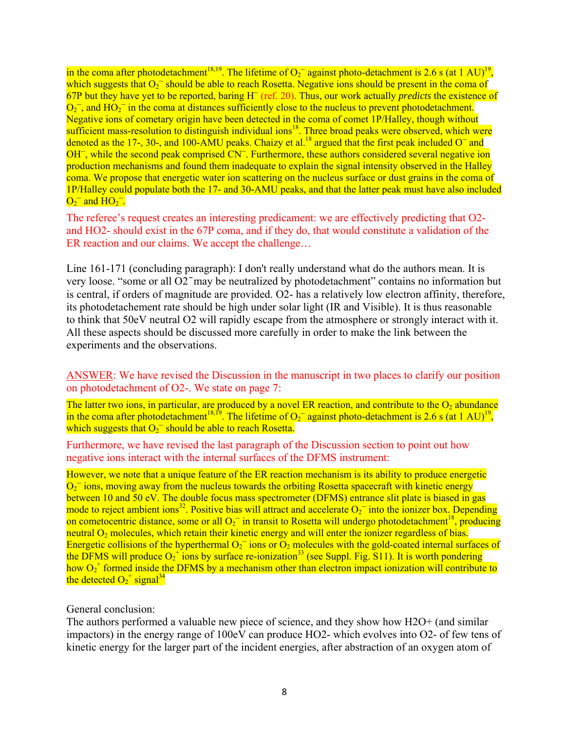in the coma after photodetachment[18,19]. The lifetime of $O_2^-$ against photo-detachment is 2.6 s (at 1 AU)[19], which suggests that $O_2^-$ should be able to reach Rosetta. Negative ions should be present in the coma of 67P but they have yet to be reported, baring $H^-$ (ref. 20). Thus, our work actually *predicts* the existence of $O_2^-$, and $HO_2^-$ in the coma at distances sufficiently close to the nucleus to prevent photodetachment. Negative ions of cometary origin have been detected in the coma of comet 1P/Halley, though without sufficient mass-resolution to distinguish individual ions[18]. Three broad peaks were observed, which were denoted as the 17-, 30-, and 100-AMU peaks. Chaizy et al.[18] argued that the first peak included $O^-$ and $OH^-$, while the second peak comprised $CN^-$. Furthermore, these authors considered several negative ion production mechanisms and found them inadequate to explain the signal intensity observed in the Halley coma. We propose that energetic water ion scattering on the nucleus surface or dust grains in the coma of 1P/Halley could populate both the 17- and 30-AMU peaks, and that the latter peak must have also included $O_2^-$ and $HO_2^-$.

The referee's request creates an interesting predicament: we are effectively predicting that O2- and HO2- should exist in the 67P coma, and if they do, that would constitute a validation of the ER reaction and our claims. We accept the challenge…

Line 161-171 (concluding paragraph): I don't really understand what do the authors mean. It is very loose. "some or all $O2^-$may be neutralized by photodetachment" contains no information but is central, if orders of magnitude are provided. O2- has a relatively low electron affinity, therefore, its photodetachement rate should be high under solar light (IR and Visible). It is thus reasonable to think that 50eV neutral O2 will rapidly escape from the atmosphere or strongly interact with it. All these aspects should be discussed more carefully in order to make the link between the experiments and the observations.

ANSWER: We have revised the Discussion in the manuscript in two places to clarify our position on photodetachment of O2-. We state on page 7:

The latter two ions, in particular, are produced by a novel ER reaction, and contribute to the $O_2$ abundance in the coma after photodetachment[18,19]. The lifetime of $O_2^-$ against photo-detachment is 2.6 s (at 1 AU)[19], which suggests that $O_2^-$ should be able to reach Rosetta.

Furthermore, we have revised the last paragraph of the Discussion section to point out how negative ions interact with the internal surfaces of the DFMS instrument:

However, we note that a unique feature of the ER reaction mechanism is its ability to produce energetic $O_2^-$ ions, moving away from the nucleus towards the orbiting Rosetta spacecraft with kinetic energy between 10 and 50 eV. The double focus mass spectrometer (DFMS) entrance slit plate is biased in gas mode to reject ambient ions[32]. Positive bias will attract and accelerate $O_2^-$ into the ionizer box. Depending on cometocentric distance, some or all $O_2^-$ in transit to Rosetta will undergo photodetachment[18], producing neutral $O_2$ molecules, which retain their kinetic energy and will enter the ionizer regardless of bias. Energetic collisions of the hyperthermal $O_2^-$ ions or $O_2$ molecules with the gold-coated internal surfaces of the DFMS will produce $O_2^+$ ions by surface re-ionization[33] (see Suppl. Fig. S11). It is worth pondering how $O_2^+$ formed inside the DFMS by a mechanism other than electron impact ionization will contribute to the detected $O_2^+$ signal[34]

General conclusion:

The authors performed a valuable new piece of science, and they show how H2O+ (and similar impactors) in the energy range of 100eV can produce HO2- which evolves into O2- of few tens of kinetic energy for the larger part of the incident energies, after abstraction of an oxygen atom of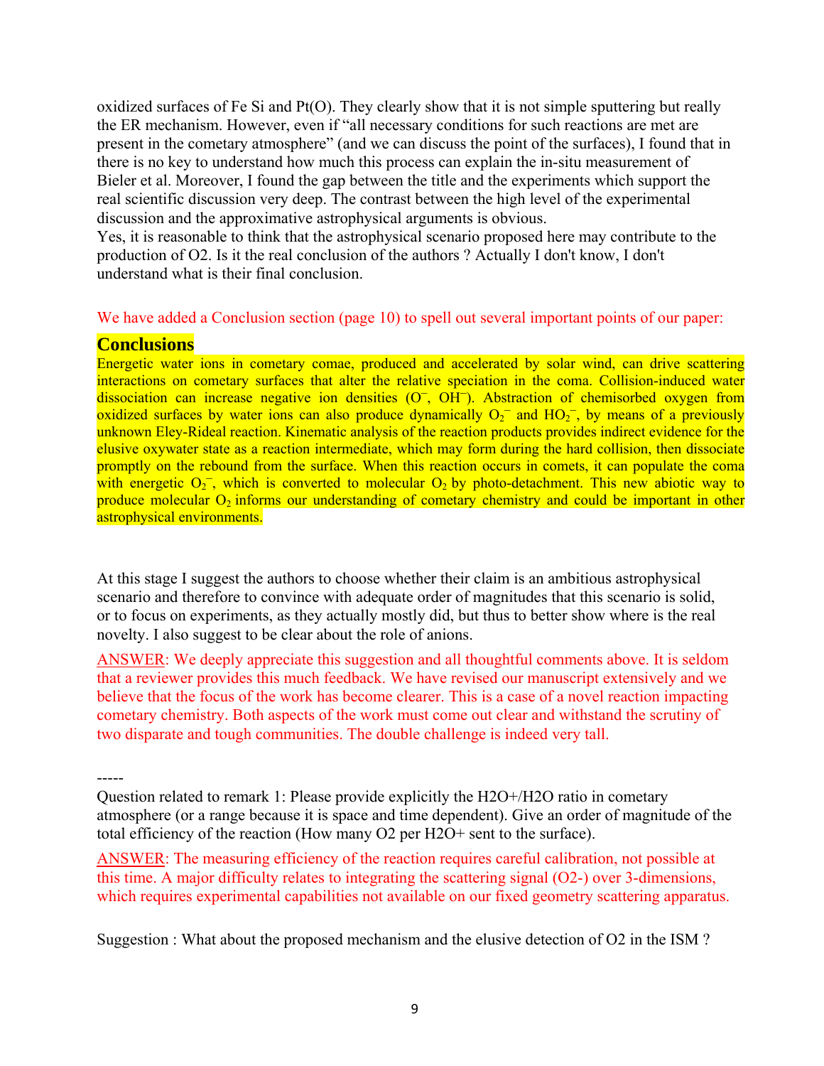oxidized surfaces of Fe Si and Pt(O). They clearly show that it is not simple sputtering but really the ER mechanism. However, even if "all necessary conditions for such reactions are met are present in the cometary atmosphere" (and we can discuss the point of the surfaces), I found that in there is no key to understand how much this process can explain the in-situ measurement of Bieler et al. Moreover, I found the gap between the title and the experiments which support the real scientific discussion very deep. The contrast between the high level of the experimental discussion and the approximative astrophysical arguments is obvious.
Yes, it is reasonable to think that the astrophysical scenario proposed here may contribute to the production of O2. Is it the real conclusion of the authors ? Actually I don't know, I don't understand what is their final conclusion.

We have added a Conclusion section (page 10) to spell out several important points of our paper:

## Conclusions

Energetic water ions in cometary comae, produced and accelerated by solar wind, can drive scattering interactions on cometary surfaces that alter the relative speciation in the coma. Collision-induced water dissociation can increase negative ion densities ($O^-$, $OH^-$). Abstraction of chemisorbed oxygen from oxidized surfaces by water ions can also produce dynamically $O_2^-$ and $HO_2^-$, by means of a previously unknown Eley-Rideal reaction. Kinematic analysis of the reaction products provides indirect evidence for the elusive oxywater state as a reaction intermediate, which may form during the hard collision, then dissociate promptly on the rebound from the surface. When this reaction occurs in comets, it can populate the coma with energetic $O_2^-$, which is converted to molecular $O_2$ by photo-detachment. This new abiotic way to produce molecular $O_2$ informs our understanding of cometary chemistry and could be important in other astrophysical environments.

At this stage I suggest the authors to choose whether their claim is an ambitious astrophysical scenario and therefore to convince with adequate order of magnitudes that this scenario is solid, or to focus on experiments, as they actually mostly did, but thus to better show where is the real novelty. I also suggest to be clear about the role of anions.

ANSWER: We deeply appreciate this suggestion and all thoughtful comments above. It is seldom that a reviewer provides this much feedback. We have revised our manuscript extensively and we believe that the focus of the work has become clearer. This is a case of a novel reaction impacting cometary chemistry. Both aspects of the work must come out clear and withstand the scrutiny of two disparate and tough communities. The double challenge is indeed very tall.

-----

Question related to remark 1: Please provide explicitly the H2O+/H2O ratio in cometary atmosphere (or a range because it is space and time dependent). Give an order of magnitude of the total efficiency of the reaction (How many O2 per H2O+ sent to the surface).

ANSWER: The measuring efficiency of the reaction requires careful calibration, not possible at this time. A major difficulty relates to integrating the scattering signal (O2-) over 3-dimensions, which requires experimental capabilities not available on our fixed geometry scattering apparatus.

Suggestion : What about the proposed mechanism and the elusive detection of O2 in the ISM ?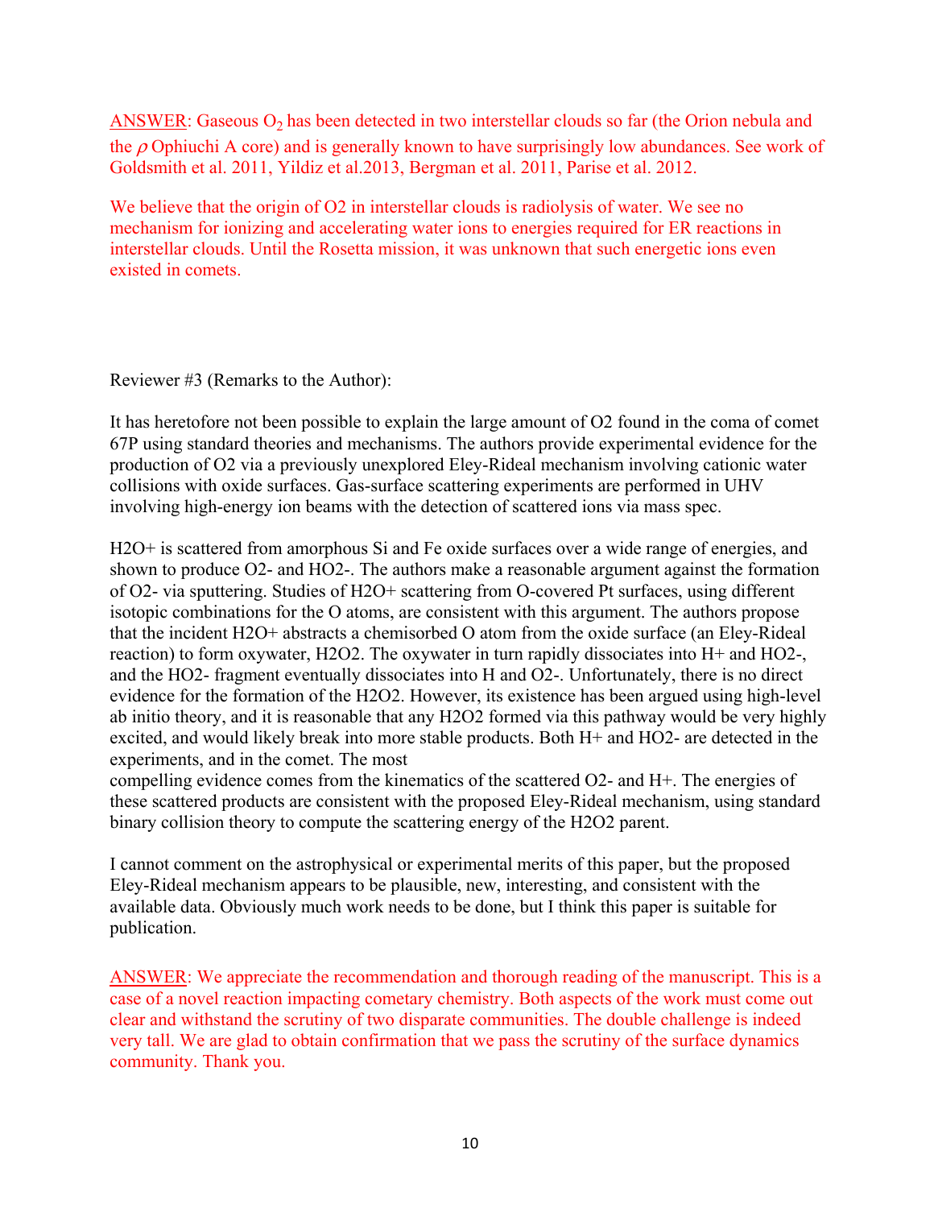<u>ANSWER</u>: Gaseous $O_2$ has been detected in two interstellar clouds so far (the Orion nebula and the $\rho$ Ophiuchi A core) and is generally known to have surprisingly low abundances. See work of Goldsmith et al. 2011, Yildiz et al.2013, Bergman et al. 2011, Parise et al. 2012.

We believe that the origin of O2 in interstellar clouds is radiolysis of water. We see no mechanism for ionizing and accelerating water ions to energies required for ER reactions in interstellar clouds. Until the Rosetta mission, it was unknown that such energetic ions even existed in comets.

Reviewer #3 (Remarks to the Author):

It has heretofore not been possible to explain the large amount of O2 found in the coma of comet 67P using standard theories and mechanisms. The authors provide experimental evidence for the production of O2 via a previously unexplored Eley-Rideal mechanism involving cationic water collisions with oxide surfaces. Gas-surface scattering experiments are performed in UHV involving high-energy ion beams with the detection of scattered ions via mass spec.

H2O+ is scattered from amorphous Si and Fe oxide surfaces over a wide range of energies, and shown to produce O2- and HO2-. The authors make a reasonable argument against the formation of O2- via sputtering. Studies of H2O+ scattering from O-covered Pt surfaces, using different isotopic combinations for the O atoms, are consistent with this argument. The authors propose that the incident H2O+ abstracts a chemisorbed O atom from the oxide surface (an Eley-Rideal reaction) to form oxywater, H2O2. The oxywater in turn rapidly dissociates into H+ and HO2-, and the HO2- fragment eventually dissociates into H and O2-. Unfortunately, there is no direct evidence for the formation of the H2O2. However, its existence has been argued using high-level ab initio theory, and it is reasonable that any H2O2 formed via this pathway would be very highly excited, and would likely break into more stable products. Both H+ and HO2- are detected in the experiments, and in the comet. The most compelling evidence comes from the kinematics of the scattered O2- and H+. The energies of these scattered products are consistent with the proposed Eley-Rideal mechanism, using standard binary collision theory to compute the scattering energy of the H2O2 parent.

I cannot comment on the astrophysical or experimental merits of this paper, but the proposed Eley-Rideal mechanism appears to be plausible, new, interesting, and consistent with the available data. Obviously much work needs to be done, but I think this paper is suitable for publication.

<u>ANSWER</u>: We appreciate the recommendation and thorough reading of the manuscript. This is a case of a novel reaction impacting cometary chemistry. Both aspects of the work must come out clear and withstand the scrutiny of two disparate communities. The double challenge is indeed very tall. We are glad to obtain confirmation that we pass the scrutiny of the surface dynamics community. Thank you.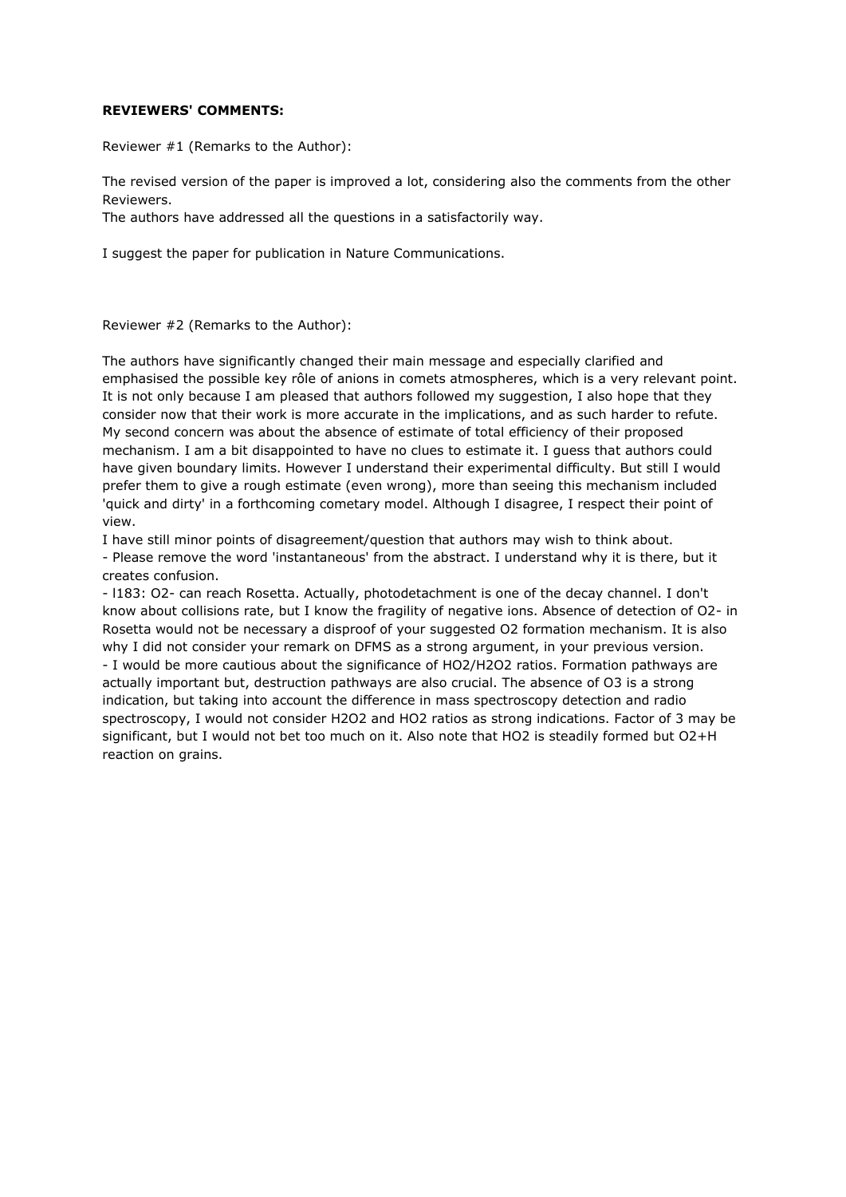**REVIEWERS' COMMENTS:**

Reviewer #1 (Remarks to the Author):

The revised version of the paper is improved a lot, considering also the comments from the other Reviewers.
The authors have addressed all the questions in a satisfactorily way.

I suggest the paper for publication in Nature Communications.

Reviewer #2 (Remarks to the Author):

The authors have significantly changed their main message and especially clarified and emphasised the possible key rôle of anions in comets atmospheres, which is a very relevant point. It is not only because I am pleased that authors followed my suggestion, I also hope that they consider now that their work is more accurate in the implications, and as such harder to refute. My second concern was about the absence of estimate of total efficiency of their proposed mechanism. I am a bit disappointed to have no clues to estimate it. I guess that authors could have given boundary limits. However I understand their experimental difficulty. But still I would prefer them to give a rough estimate (even wrong), more than seeing this mechanism included 'quick and dirty' in a forthcoming cometary model. Although I disagree, I respect their point of view.
I have still minor points of disagreement/question that authors may wish to think about.
- Please remove the word 'instantaneous' from the abstract. I understand why it is there, but it creates confusion.
- l183: $O_2^-$ can reach Rosetta. Actually, photodetachment is one of the decay channel. I don't know about collisions rate, but I know the fragility of negative ions. Absence of detection of $O_2^-$ in Rosetta would not be necessary a disproof of your suggested $O_2$ formation mechanism. It is also why I did not consider your remark on DFMS as a strong argument, in your previous version.
- I would be more cautious about the significance of $HO_2/H_2O_2$ ratios. Formation pathways are actually important but, destruction pathways are also crucial. The absence of $O_3$ is a strong indication, but taking into account the difference in mass spectroscopy detection and radio spectroscopy, I would not consider $H_2O_2$ and $HO_2$ ratios as strong indications. Factor of 3 may be significant, but I would not bet too much on it. Also note that $HO_2$ is steadily formed but $O_2$+H reaction on grains.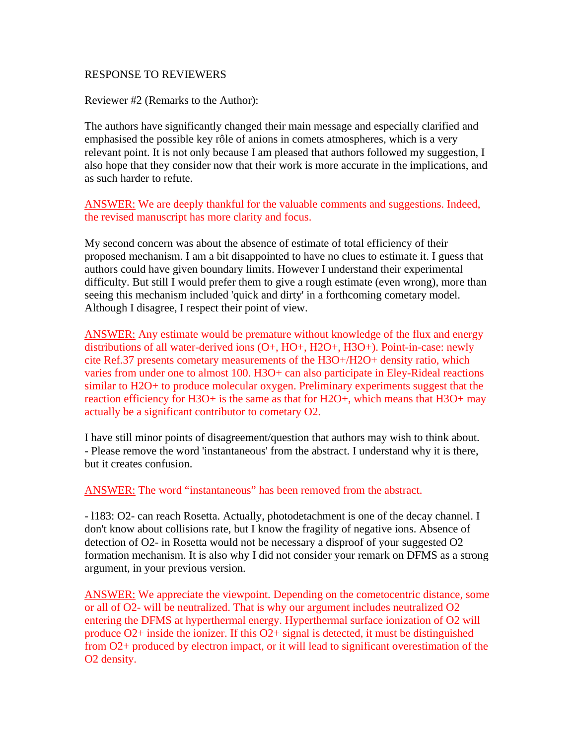RESPONSE TO REVIEWERS

Reviewer #2 (Remarks to the Author):

The authors have significantly changed their main message and especially clarified and emphasised the possible key rôle of anions in comets atmospheres, which is a very relevant point. It is not only because I am pleased that authors followed my suggestion, I also hope that they consider now that their work is more accurate in the implications, and as such harder to refute.

ANSWER: We are deeply thankful for the valuable comments and suggestions. Indeed, the revised manuscript has more clarity and focus.

My second concern was about the absence of estimate of total efficiency of their proposed mechanism. I am a bit disappointed to have no clues to estimate it. I guess that authors could have given boundary limits. However I understand their experimental difficulty. But still I would prefer them to give a rough estimate (even wrong), more than seeing this mechanism included 'quick and dirty' in a forthcoming cometary model. Although I disagree, I respect their point of view.

ANSWER: Any estimate would be premature without knowledge of the flux and energy distributions of all water-derived ions ($O^+$, $HO^+$, $H_2O^+$, $H_3O^+$). Point-in-case: newly cite Ref.37 presents cometary measurements of the $H_3O^+/H_2O^+$ density ratio, which varies from under one to almost 100. $H_3O^+$ can also participate in Eley-Rideal reactions similar to $H_2O^+$ to produce molecular oxygen. Preliminary experiments suggest that the reaction efficiency for $H_3O^+$ is the same as that for $H_2O^+$, which means that $H_3O^+$ may actually be a significant contributor to cometary $O_2$.

I have still minor points of disagreement/question that authors may wish to think about.
- Please remove the word 'instantaneous' from the abstract. I understand why it is there, but it creates confusion.

ANSWER: The word "instantaneous" has been removed from the abstract.

- l183: $O_2^-$ can reach Rosetta. Actually, photodetachment is one of the decay channel. I don't know about collisions rate, but I know the fragility of negative ions. Absence of detection of $O_2^-$ in Rosetta would not be necessary a disproof of your suggested $O_2$ formation mechanism. It is also why I did not consider your remark on DFMS as a strong argument, in your previous version.

ANSWER: We appreciate the viewpoint. Depending on the cometocentric distance, some or all of $O_2^-$ will be neutralized. That is why our argument includes neutralized $O_2$ entering the DFMS at hyperthermal energy. Hyperthermal surface ionization of $O_2$ will produce $O_2^+$ inside the ionizer. If this $O_2^+$ signal is detected, it must be distinguished from $O_2^+$ produced by electron impact, or it will lead to significant overestimation of the $O_2$ density.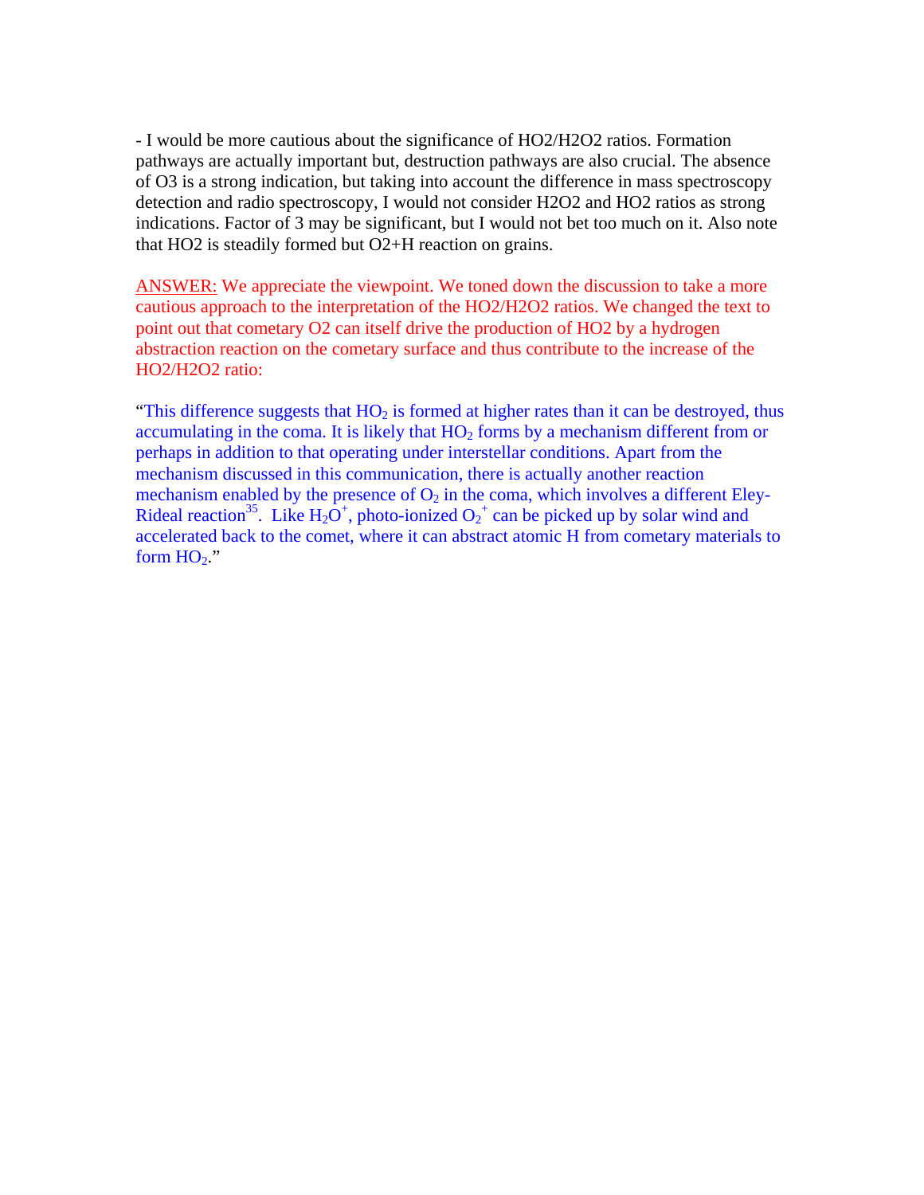- I would be more cautious about the significance of HO2/H2O2 ratios. Formation pathways are actually important but, destruction pathways are also crucial. The absence of O3 is a strong indication, but taking into account the difference in mass spectroscopy detection and radio spectroscopy, I would not consider H2O2 and HO2 ratios as strong indications. Factor of 3 may be significant, but I would not bet too much on it. Also note that HO2 is steadily formed but O2+H reaction on grains.

ANSWER: We appreciate the viewpoint. We toned down the discussion to take a more cautious approach to the interpretation of the HO2/H2O2 ratios. We changed the text to point out that cometary O2 can itself drive the production of HO2 by a hydrogen abstraction reaction on the cometary surface and thus contribute to the increase of the HO2/H2O2 ratio:

"This difference suggests that $HO_2$ is formed at higher rates than it can be destroyed, thus accumulating in the coma. It is likely that $HO_2$ forms by a mechanism different from or perhaps in addition to that operating under interstellar conditions. Apart from the mechanism discussed in this communication, there is actually another reaction mechanism enabled by the presence of $O_2$ in the coma, which involves a different Eley-Rideal reaction[35]. Like $H_2O^+$, photo-ionized $O_2^+$ can be picked up by solar wind and accelerated back to the comet, where it can abstract atomic H from cometary materials to form $HO_2$."